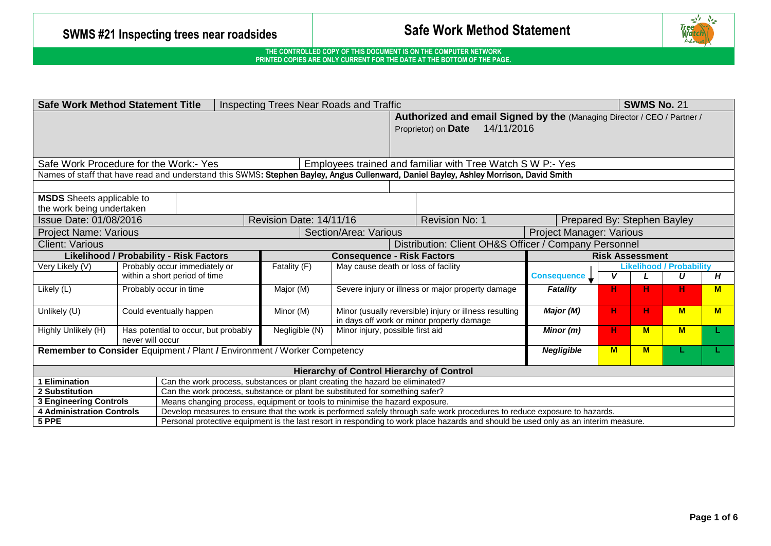# SWMS #21 Inspecting trees near roadsides

## Safe Work Method Statement

**THE CONTROLLED COPY OF THIS DOCUMENT IS ON THE COMPUTER NETWORK**
**PRINTED COPIES ARE ONLY CURRENT FOR THE DATE AT THE BOTTOM OF THE PAGE.**

| **Safe Work Method Statement Title** | Inspecting Trees Near Roads and Traffic | **SWMS No.** 21 |
|---|---|---|
| | **Authorized and email Signed by the** (Managing Director / CEO / Partner / Proprietor) on **Date** 14/11/2016 | |

| Safe Work Procedure for the Work:- Yes | Employees trained and familiar with Tree Watch S W P:- Yes |
|---|---|

Names of staff that have read and understand this SWMS**: Stephen Bayley, Angus Cullenward, Daniel Bayley, Ashley Morrison, David Smith**

| **MSDS** Sheets applicable to the work being undertaken | | | |
|---|---|---|---|
| Issue Date: 01/08/2016 | Revision Date: 14/11/16 | Revision No: 1 | Prepared By: Stephen Bayley |
| Project Name: Various | Section/Area: Various | Project Manager: Various | |
| Client: Various | Distribution: Client OH&S Officer / Company Personnel | | |

| **Likelihood / Probability - Risk Factors** | | **Consequence - Risk Factors** | | **Risk Assessment** | | | | |
|---|---|---|---|---|---|---|---|---|
| Very Likely (V) | Probably occur immediately or within a short period of time | Fatality (F) | May cause death or loss of facility | **Consequence** | **Likelihood / Probability** | | | |
| | | | | | *V* | *L* | *U* | *H* |
| Likely (L) | Probably occur in time | Major (M) | Severe injury or illness or major property damage | ***Fatality*** | H | H | H | M |
| Unlikely (U) | Could eventually happen | Minor (M) | Minor (usually reversible) injury or illness resulting in days off work or minor property damage | ***Major (M)*** | H | H | M | M |
| Highly Unlikely (H) | Has potential to occur, but probably never will occur | Negligible (N) | Minor injury, possible first aid | ***Minor (m)*** | H | M | M | L |
| **Remember to Consider** Equipment / Plant / Environment / Worker Competency | | | | ***Negligible*** | M | M | L | L |

| **Hierarchy of Control Hierarchy of Control** | |
|---|---|
| **1 Elimination** | Can the work process, substances or plant creating the hazard be eliminated? |
| **2 Substitution** | Can the work process, substance or plant be substituted for something safer? |
| **3 Engineering Controls** | Means changing process, equipment or tools to minimise the hazard exposure. |
| **4 Administration Controls** | Develop measures to ensure that the work is performed safely through safe work procedures to reduce exposure to hazards. |
| **5 PPE** | Personal protective equipment is the last resort in responding to work place hazards and should be used only as an interim measure. |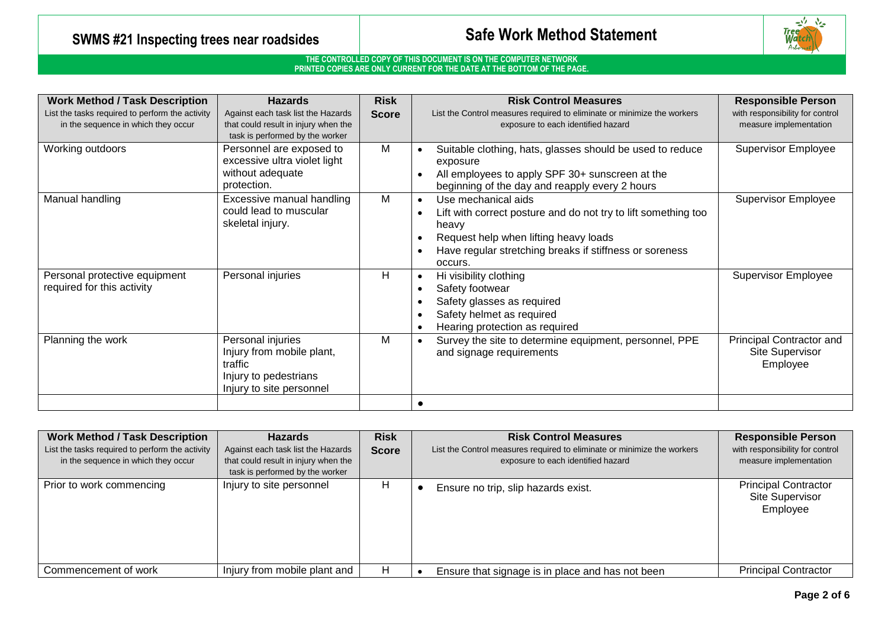# SWMS #21 Inspecting trees near roadsides

## Safe Work Method Statement

**THE CONTROLLED COPY OF THIS DOCUMENT IS ON THE COMPUTER NETWORK**
**PRINTED COPIES ARE ONLY CURRENT FOR THE DATE AT THE BOTTOM OF THE PAGE.**

| **Work Method / Task Description** List the tasks required to perform the activity in the sequence in which they occur | **Hazards** Against each task list the Hazards that could result in injury when the task is performed by the worker | **Risk Score** | **Risk Control Measures** List the Control measures required to eliminate or minimize the workers exposure to each identified hazard | **Responsible Person** with responsibility for control measure implementation |
|---|---|---|---|---|
| Working outdoors | Personnel are exposed to excessive ultra violet light without adequate protection. | M | • Suitable clothing, hats, glasses should be used to reduce exposure<br>• All employees to apply SPF 30+ sunscreen at the beginning of the day and reapply every 2 hours | Supervisor Employee |
| Manual handling | Excessive manual handling could lead to muscular skeletal injury. | M | • Use mechanical aids<br>• Lift with correct posture and do not try to lift something too heavy<br>• Request help when lifting heavy loads<br>• Have regular stretching breaks if stiffness or soreness occurs. | Supervisor Employee |
| Personal protective equipment required for this activity | Personal injuries | H | • Hi visibility clothing<br>• Safety footwear<br>• Safety glasses as required<br>• Safety helmet as required<br>• Hearing protection as required | Supervisor Employee |
| Planning the work | Personal injuries<br>Injury from mobile plant, traffic<br>Injury to pedestrians<br>Injury to site personnel | M | • Survey the site to determine equipment, personnel, PPE and signage requirements | Principal Contractor and Site Supervisor Employee |
| | | | • | |

| **Work Method / Task Description** List the tasks required to perform the activity in the sequence in which they occur | **Hazards** Against each task list the Hazards that could result in injury when the task is performed by the worker | **Risk Score** | **Risk Control Measures** List the Control measures required to eliminate or minimize the workers exposure to each identified hazard | **Responsible Person** with responsibility for control measure implementation |
|---|---|---|---|---|
| Prior to work commencing | Injury to site personnel | H | • Ensure no trip, slip hazards exist. | Principal Contractor Site Supervisor Employee |
| Commencement of work | Injury from mobile plant and | H | • Ensure that signage is in place and has not been | Principal Contractor |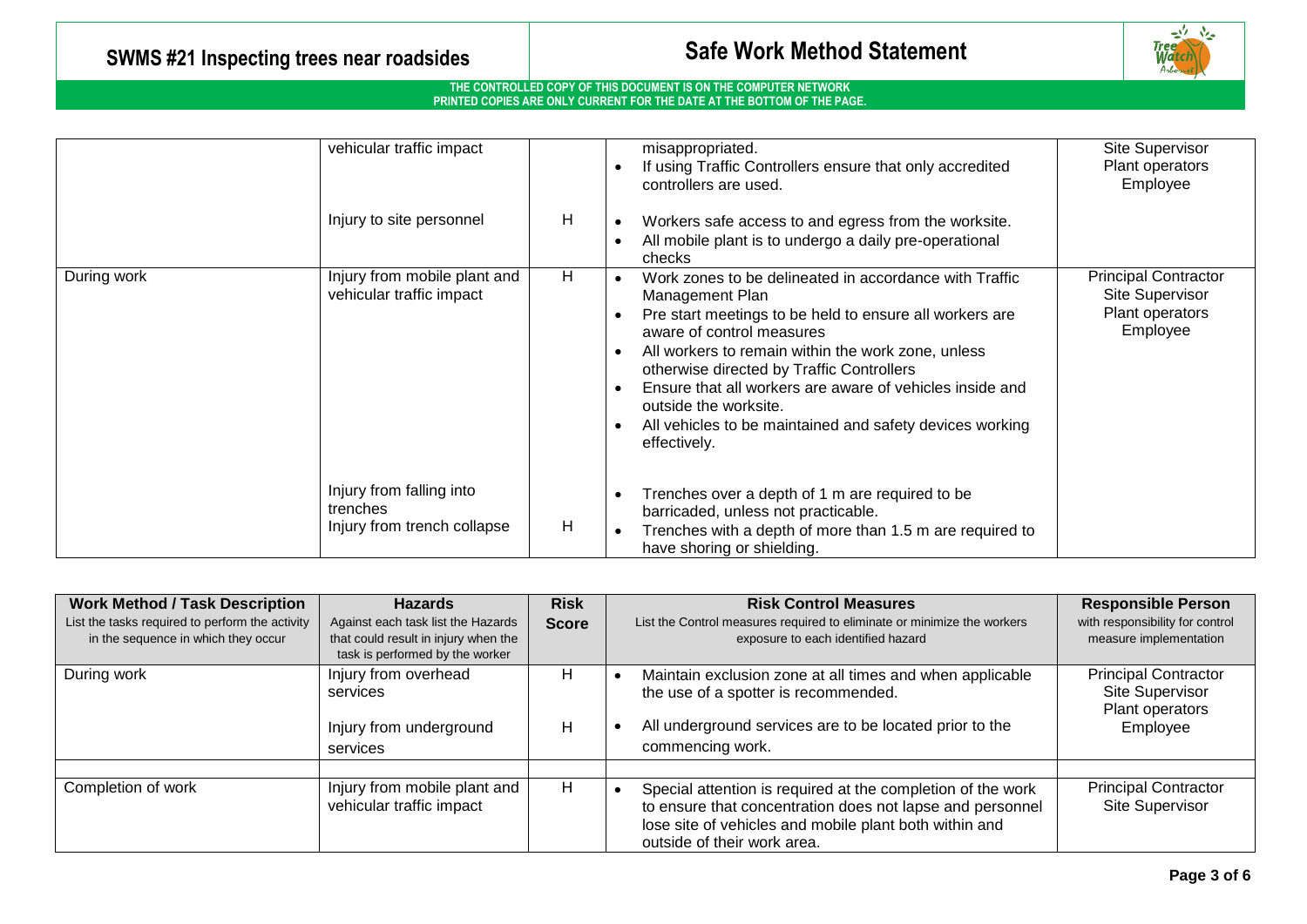| | | | | |
|---|---|---|---|---|
| | vehicular traffic impact | | misappropriated.<br>• If using Traffic Controllers ensure that only accredited controllers are used. | Site Supervisor<br>Plant operators<br>Employee |
| | Injury to site personnel | H | • Workers safe access to and egress from the worksite.<br>• All mobile plant is to undergo a daily pre-operational checks | |
| During work | Injury from mobile plant and vehicular traffic impact | H | • Work zones to be delineated in accordance with Traffic Management Plan<br>• Pre start meetings to be held to ensure all workers are aware of control measures<br>• All workers to remain within the work zone, unless otherwise directed by Traffic Controllers<br>• Ensure that all workers are aware of vehicles inside and outside the worksite.<br>• All vehicles to be maintained and safety devices working effectively. | Principal Contractor<br>Site Supervisor<br>Plant operators<br>Employee |
| | Injury from falling into trenches<br>Injury from trench collapse | H | • Trenches over a depth of 1 m are required to be barricaded, unless not practicable.<br>• Trenches with a depth of more than 1.5 m are required to have shoring or shielding. | |

| **Work Method / Task Description**<br>List the tasks required to perform the activity in the sequence in which they occur | **Hazards**<br>Against each task list the Hazards that could result in injury when the task is performed by the worker | **Risk Score** | **Risk Control Measures**<br>List the Control measures required to eliminate or minimize the workers exposure to each identified hazard | **Responsible Person**<br>with responsibility for control measure implementation |
|---|---|---|---|---|
| During work | Injury from overhead services<br><br>Injury from underground services | H<br><br>H | • Maintain exclusion zone at all times and when applicable the use of a spotter is recommended.<br><br>• All underground services are to be located prior to the commencing work. | Principal Contractor<br>Site Supervisor<br>Plant operators<br>Employee |
| | | | | |
| Completion of work | Injury from mobile plant and vehicular traffic impact | H | • Special attention is required at the completion of the work to ensure that concentration does not lapse and personnel lose site of vehicles and mobile plant both within and outside of their work area. | Principal Contractor<br>Site Supervisor |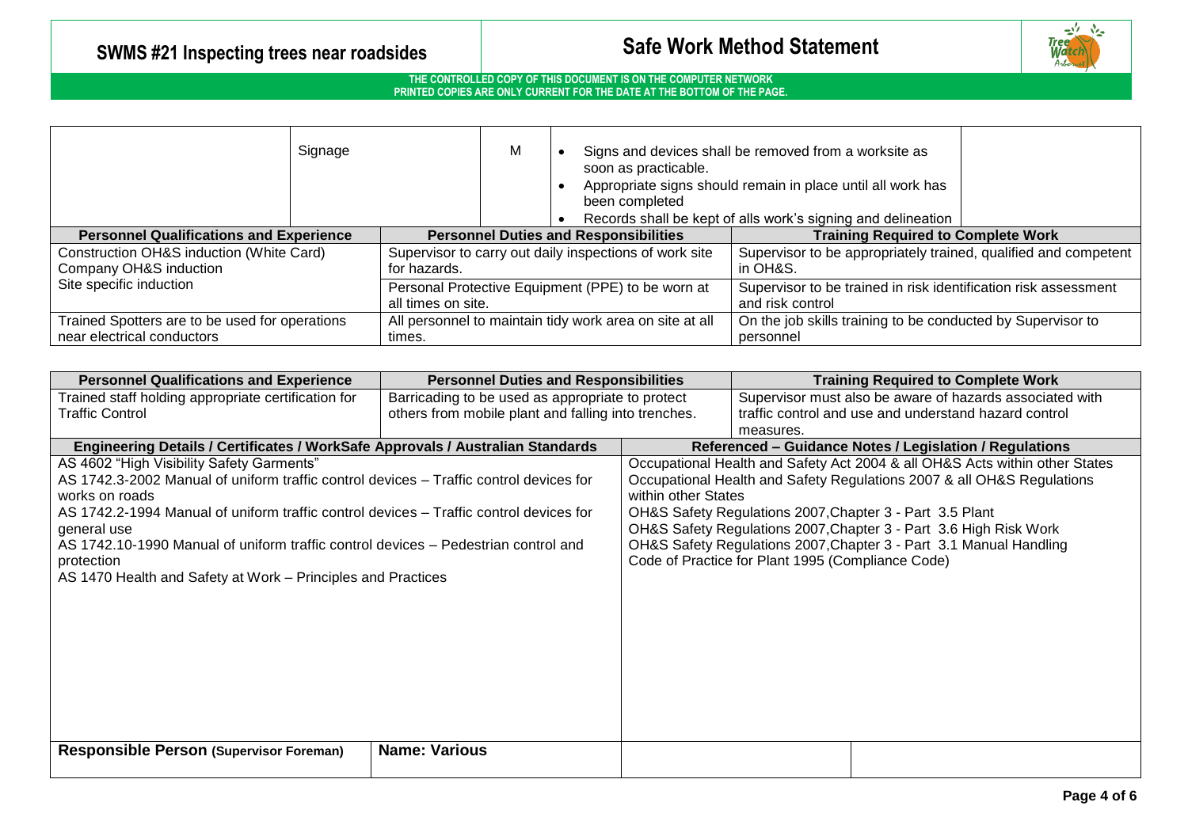| | Signage | M | <ul><li>Signs and devices shall be removed from a worksite as soon as practicable.</li><li>Appropriate signs should remain in place until all work has been completed</li><li>Records shall be kept of alls work's signing and delineation</li></ul> | |
|---|---|---|---|---|

| Personnel Qualifications and Experience | Personnel Duties and Responsibilities | Training Required to Complete Work |
|---|---|---|
| Construction OH&S induction (White Card)<br>Company OH&S induction<br>Site specific induction | Supervisor to carry out daily inspections of work site for hazards. | Supervisor to be appropriately trained, qualified and competent in OH&S. |
| | Personal Protective Equipment (PPE) to be worn at all times on site. | Supervisor to be trained in risk identification risk assessment and risk control |
| Trained Spotters are to be used for operations near electrical conductors | All personnel to maintain tidy work area on site at all times. | On the job skills training to be conducted by Supervisor to personnel |

| Personnel Qualifications and Experience | Personnel Duties and Responsibilities | Training Required to Complete Work |
|---|---|---|
| Trained staff holding appropriate certification for Traffic Control | Barricading to be used as appropriate to protect others from mobile plant and falling into trenches. | Supervisor must also be aware of hazards associated with traffic control and use and understand hazard control measures. |

| Engineering Details / Certificates / WorkSafe Approvals / Australian Standards | Referenced – Guidance Notes / Legislation / Regulations |
|---|---|
| AS 4602 "High Visibility Safety Garments"<br>AS 1742.3-2002 Manual of uniform traffic control devices – Traffic control devices for works on roads<br>AS 1742.2-1994 Manual of uniform traffic control devices – Traffic control devices for general use<br>AS 1742.10-1990 Manual of uniform traffic control devices – Pedestrian control and protection<br>AS 1470 Health and Safety at Work – Principles and Practices | Occupational Health and Safety Act 2004 & all OH&S Acts within other States<br>Occupational Health and Safety Regulations 2007 & all OH&S Regulations within other States<br>OH&S Safety Regulations 2007,Chapter 3 - Part 3.5 Plant<br>OH&S Safety Regulations 2007,Chapter 3 - Part 3.6 High Risk Work<br>OH&S Safety Regulations 2007,Chapter 3 - Part 3.1 Manual Handling<br>Code of Practice for Plant 1995 (Compliance Code) |

| Responsible Person (Supervisor Foreman) | Name: Various | | |
|---|---|---|---|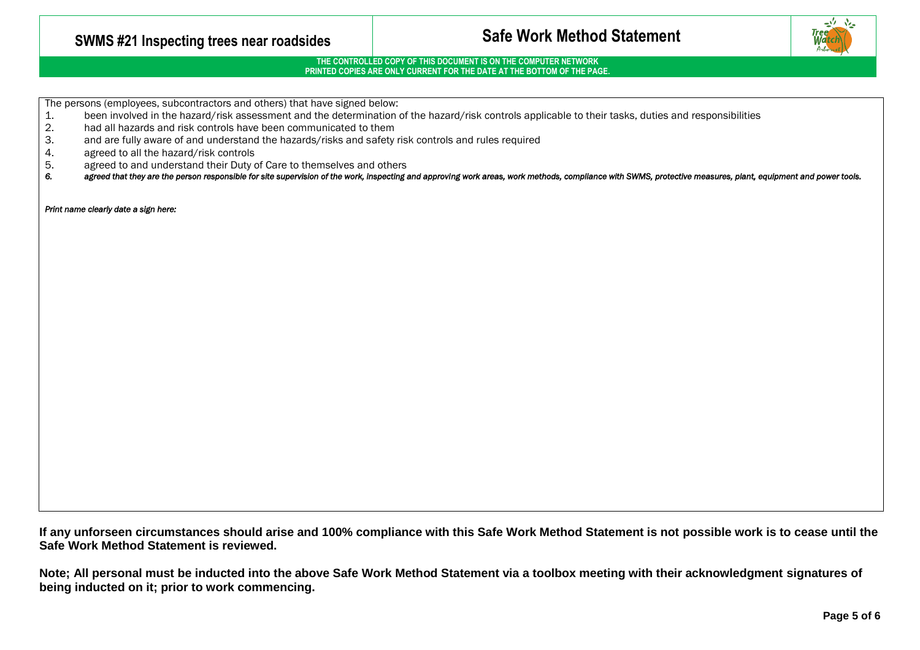# SWMS #21 Inspecting trees near roadsides

## Safe Work Method Statement

**THE CONTROLLED COPY OF THIS DOCUMENT IS ON THE COMPUTER NETWORK**
**PRINTED COPIES ARE ONLY CURRENT FOR THE DATE AT THE BOTTOM OF THE PAGE.**

The persons (employees, subcontractors and others) that have signed below:

1. been involved in the hazard/risk assessment and the determination of the hazard/risk controls applicable to their tasks, duties and responsibilities
2. had all hazards and risk controls have been communicated to them
3. and are fully aware of and understand the hazards/risks and safety risk controls and rules required
4. agreed to all the hazard/risk controls
5. agreed to and understand their Duty of Care to themselves and others
6. *agreed that they are the person responsible for site supervision of the work, inspecting and approving work areas, work methods, compliance with SWMS, protective measures, plant, equipment and power tools.*

*Print name clearly date a sign here:*

**If any unforseen circumstances should arise and 100% compliance with this Safe Work Method Statement is not possible work is to cease until the Safe Work Method Statement is reviewed.**

**Note; All personal must be inducted into the above Safe Work Method Statement via a toolbox meeting with their acknowledgment signatures of being inducted on it; prior to work commencing.**